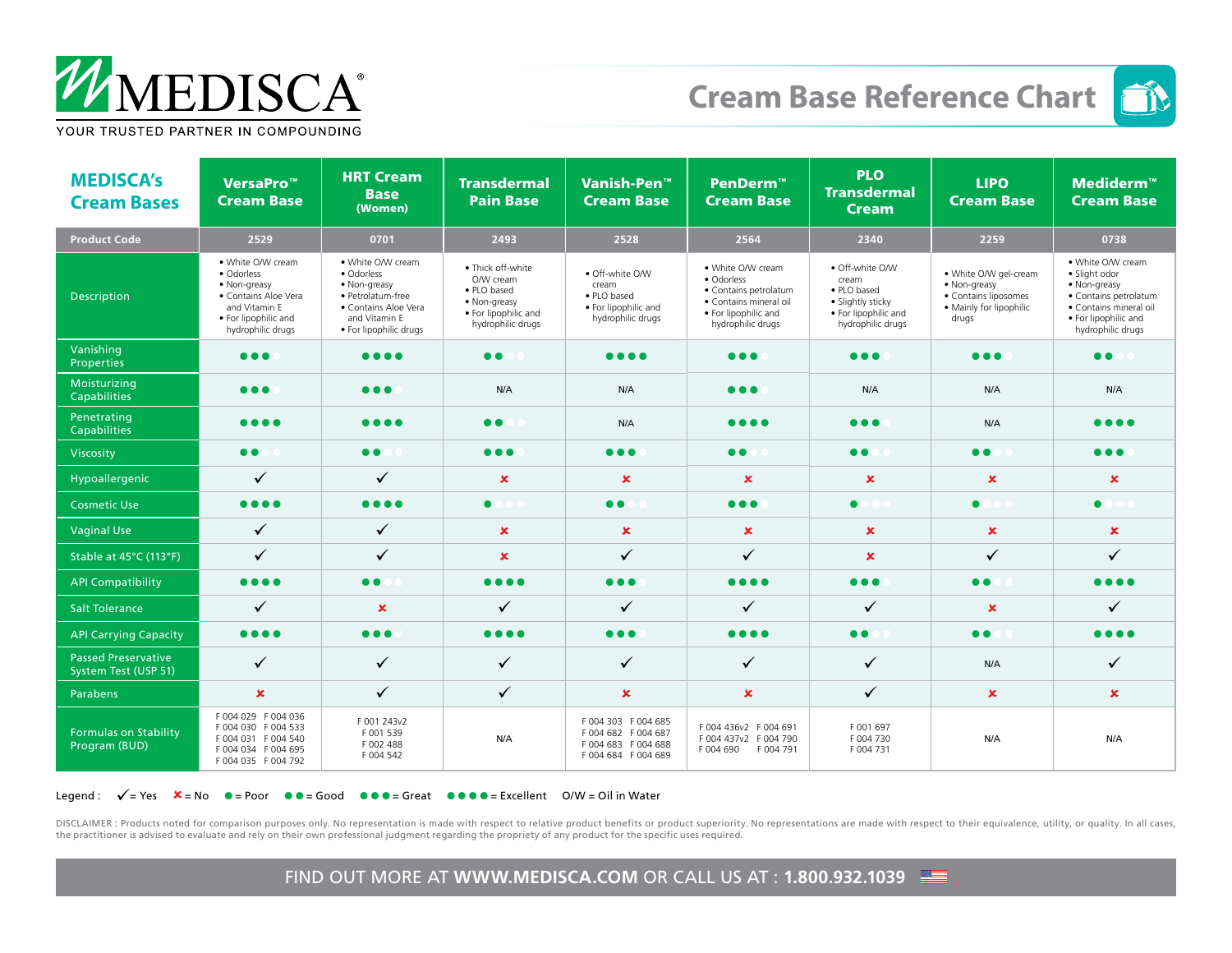# MEDISCA

YOUR TRUSTED PARTNER IN COMPOUNDING

## Cream Base Reference Chart

| MEDISCA's Cream Bases | VersaPro™ Cream Base | HRT Cream Base (Women) | Transdermal Pain Base | Vanish-Pen™ Cream Base | PenDerm™ Cream Base | PLO Transdermal Cream | LIPO Cream Base | Mediderm™ Cream Base |
|---|---|---|---|---|---|---|---|---|
| Product Code | 2529 | 0701 | 2493 | 2528 | 2564 | 2340 | 2259 | 0738 |
| Description | • White O/W cream<br>• Odorless<br>• Non-greasy<br>• Contains Aloe Vera and Vitamin E<br>• For lipophilic and hydrophilic drugs | • White O/W cream<br>• Odorless<br>• Non-greasy<br>• Petrolatum-free<br>• Contains Aloe Vera and Vitamin E<br>• For lipophilic drugs | • Thick off-white O/W cream<br>• PLO based<br>• Non-greasy<br>• For lipophilic and hydrophilic drugs | • Off-white O/W cream<br>• PLO based<br>• For lipophilic and hydrophilic drugs | • White O/W cream<br>• Odorless<br>• Contains petrolatum<br>• Contains mineral oil<br>• For lipophilic and hydrophilic drugs | • Off-white O/W cream<br>• PLO based<br>• Slightly sticky<br>• For lipophilic and hydrophilic drugs | • White O/W gel-cream<br>• Non-greasy<br>• Contains liposomes<br>• Mainly for lipophilic drugs | • White O/W cream<br>• Slight odor<br>• Non-greasy<br>• Contains petrolatum<br>• Contains mineral oil<br>• For lipophilic and hydrophilic drugs |
| Vanishing Properties | ●●● | ●●●● | ●● | ●●●● | ●●● | ●●● | ●●● | ●● |
| Moisturizing Capabilities | ●●● | ●●● | N/A | N/A | ●●● | N/A | N/A | N/A |
| Penetrating Capabilities | ●●●● | ●●●● | ●● | N/A | ●●●● | ●●● | N/A | ●●●● |
| Viscosity | ●● | ●● | ●●● | ●●● | ●● | ●● | ●● | ●●● |
| Hypoallergenic | ✓ | ✓ | ✗ | ✗ | ✗ | ✗ | ✗ | ✗ |
| Cosmetic Use | ●●●● | ●●●● | ● | ●● | ●●● | ● | ● | ● |
| Vaginal Use | ✓ | ✓ | ✗ | ✗ | ✗ | ✗ | ✗ | ✗ |
| Stable at 45°C (113°F) | ✓ | ✓ | ✗ | ✓ | ✓ | ✗ | ✓ | ✓ |
| API Compatibility | ●●●● | ●● | ●●●● | ●●● | ●●●● | ●●● | ●● | ●●●● |
| Salt Tolerance | ✓ | ✗ | ✓ | ✓ | ✓ | ✓ | ✗ | ✓ |
| API Carrying Capacity | ●●●● | ●●● | ●●●● | ●●● | ●●●● | ●● | ●● | ●●●● |
| Passed Preservative System Test (USP 51) | ✓ | ✓ | ✓ | ✓ | ✓ | ✓ | N/A | ✓ |
| Parabens | ✗ | ✓ | ✓ | ✗ | ✗ | ✓ | ✗ | ✗ |
| Formulas on Stability Program (BUD) | F 004 029, F 004 036, F 004 030, F 004 533, F 004 031, F 004 540, F 004 034, F 004 695, F 004 035, F 004 792 | F 001 243v2, F 001 539, F 002 488, F 004 542 | N/A | F 004 303, F 004 685, F 004 682, F 004 687, F 004 683, F 004 688, F 004 684, F 004 689 | F 004 436v2, F 004 691, F 004 437v2, F 004 790, F 004 690, F 004 791 | F 001 697, F 004 730, F 004 731 | N/A | N/A |

Legend : ✓ = Yes ✗ = No ● = Poor ●● = Good ●●● = Great ●●●● = Excellent O/W = Oil in Water

DISCLAIMER : Products noted for comparison purposes only. No representation is made with respect to relative product benefits or product superiority. No representations are made with respect to their equivalence, utility, or quality. In all cases, the practitioner is advised to evaluate and rely on their own professional judgment regarding the propriety of any product for the specific uses required.

FIND OUT MORE AT **WWW.MEDISCA.COM** OR CALL US AT : **1.800.932.1039**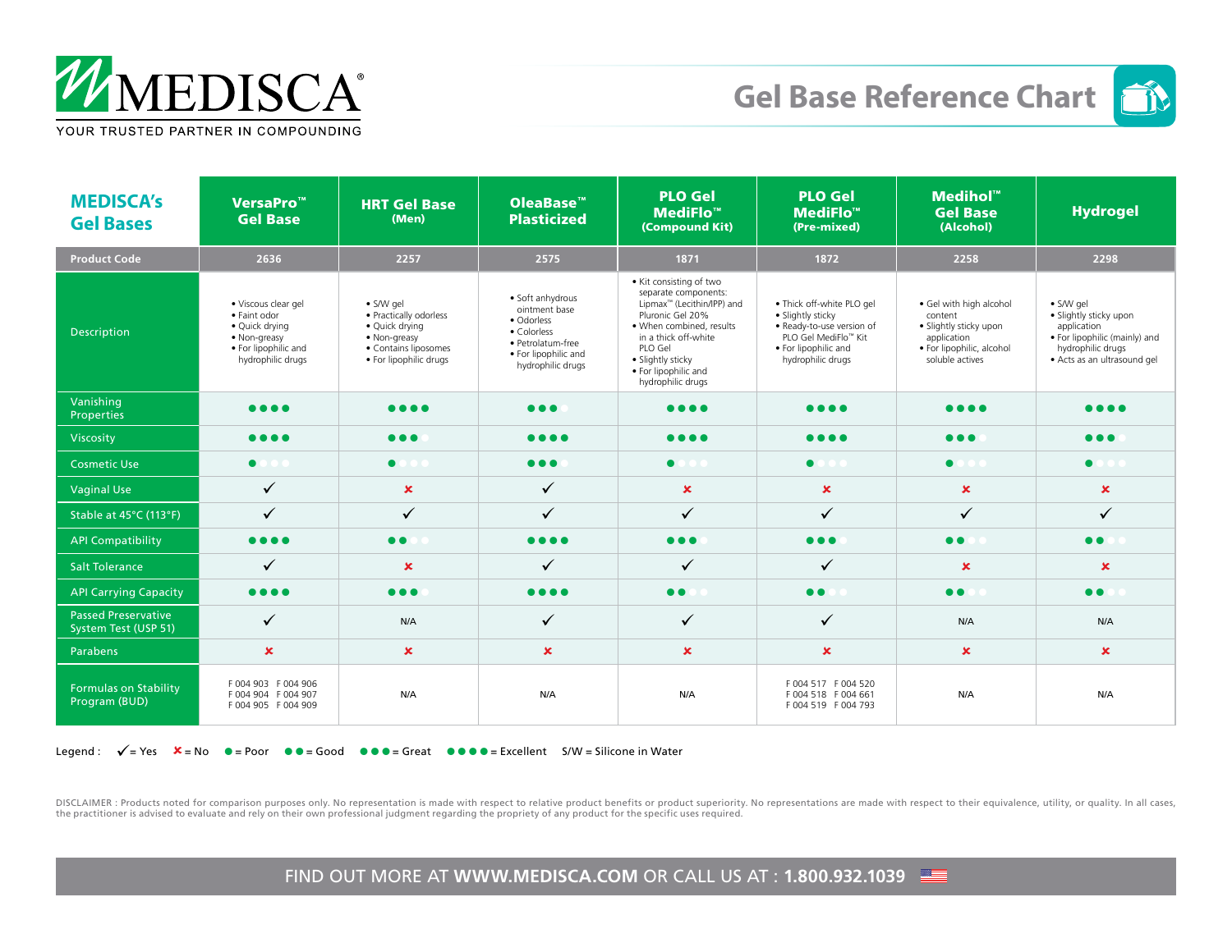MEDISCA®

YOUR TRUSTED PARTNER IN COMPOUNDING

# Gel Base Reference Chart

| MEDISCA's Gel Bases | VersaPro™ Gel Base | HRT Gel Base (Men) | OleaBase™ Plasticized | PLO Gel MediFlo™ (Compound Kit) | PLO Gel MediFlo™ (Pre-mixed) | Medihol™ Gel Base (Alcohol) | Hydrogel |
|---|---|---|---|---|---|---|---|
| Product Code | 2636 | 2257 | 2575 | 1871 | 1872 | 2258 | 2298 |
| Description | • Viscous clear gel<br>• Faint odor<br>• Quick drying<br>• Non-greasy<br>• For lipophilic and hydrophilic drugs | • S/W gel<br>• Practically odorless<br>• Quick drying<br>• Non-greasy<br>• Contains liposomes<br>• For lipophilic drugs | • Soft anhydrous ointment base<br>• Odorless<br>• Colorless<br>• Petrolatum-free<br>• For lipophilic and hydrophilic drugs | • Kit consisting of two separate components: Lipmax™ (Lecithin/IPP) and Pluronic Gel 20%<br>• When combined, results in a thick off-white PLO Gel<br>• Slightly sticky<br>• For lipophilic and hydrophilic drugs | • Thick off-white PLO gel<br>• Slightly sticky<br>• Ready-to-use version of PLO Gel MediFlo™ Kit<br>• For lipophilic and hydrophilic drugs | • Gel with high alcohol content<br>• Slightly sticky upon application<br>• For lipophilic, alcohol soluble actives | • S/W gel<br>• Slightly sticky upon application<br>• For lipophilic (mainly) and hydrophilic drugs<br>• Acts as an ultrasound gel |
| Vanishing Properties | ●●●● | ●●●● | ●●● | ●●●● | ●●●● | ●●●● | ●●●● |
| Viscosity | ●●●● | ●●● | ●●●● | ●●●● | ●●●● | ●●● | ●●● |
| Cosmetic Use | ● | ● | ●●● | ● | ● | ● | ● |
| Vaginal Use | ✓ | ✗ | ✓ | ✗ | ✗ | ✗ | ✗ |
| Stable at 45°C (113°F) | ✓ | ✓ | ✓ | ✓ | ✓ | ✓ | ✓ |
| API Compatibility | ●●●● | ●● | ●●●● | ●●● | ●●● | ●● | ●● |
| Salt Tolerance | ✓ | ✗ | ✓ | ✓ | ✓ | ✗ | ✗ |
| API Carrying Capacity | ●●●● | ●●● | ●●●● | ●● | ●● | ●● | ●● |
| Passed Preservative System Test (USP 51) | ✓ | N/A | ✓ | ✓ | ✓ | N/A | N/A |
| Parabens | ✗ | ✗ | ✗ | ✗ | ✗ | ✗ | ✗ |
| Formulas on Stability Program (BUD) | F 004 903 F 004 906<br>F 004 904 F 004 907<br>F 004 905 F 004 909 | N/A | N/A | N/A | F 004 517 F 004 520<br>F 004 518 F 004 661<br>F 004 519 F 004 793 | N/A | N/A |

Legend : ✓ = Yes ✗ = No ● = Poor ●● = Good ●●● = Great ●●●● = Excellent S/W = Silicone in Water

DISCLAIMER : Products noted for comparison purposes only. No representation is made with respect to relative product benefits or product superiority. No representations are made with respect to their equivalence, utility, or quality. In all cases, the practitioner is advised to evaluate and rely on their own professional judgment regarding the propriety of any product for the specific uses required.

FIND OUT MORE AT **WWW.MEDISCA.COM** OR CALL US AT : **1.800.932.1039**